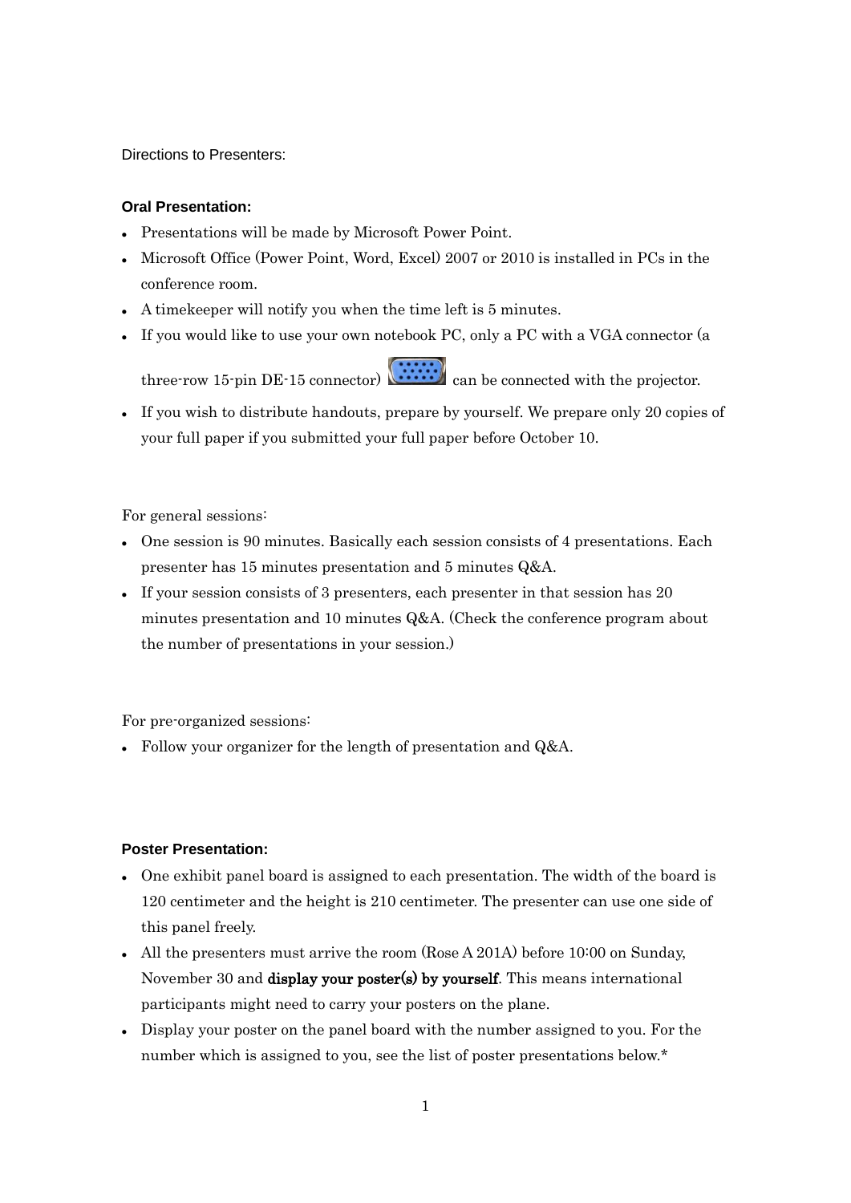Directions to Presenters:

**Oral Presentation:**

- Presentations will be made by Microsoft Power Point.
- Microsoft Office (Power Point, Word, Excel) 2007 or 2010 is installed in PCs in the conference room.
- A timekeeper will notify you when the time left is 5 minutes.
- If you would like to use your own notebook PC, only a PC with a VGA connector (a three-row 15-pin DE-15 connector) can be connected with the projector.
- If you wish to distribute handouts, prepare by yourself. We prepare only 20 copies of your full paper if you submitted your full paper before October 10.

For general sessions:

- One session is 90 minutes. Basically each session consists of 4 presentations. Each presenter has 15 minutes presentation and 5 minutes Q&A.
- If your session consists of 3 presenters, each presenter in that session has 20 minutes presentation and 10 minutes Q&A. (Check the conference program about the number of presentations in your session.)

For pre-organized sessions:

- Follow your organizer for the length of presentation and Q&A.

**Poster Presentation:**

- One exhibit panel board is assigned to each presentation. The width of the board is 120 centimeter and the height is 210 centimeter. The presenter can use one side of this panel freely.
- All the presenters must arrive the room (Rose A 201A) before 10:00 on Sunday, November 30 and **display your poster(s) by yourself**. This means international participants might need to carry your posters on the plane.
- Display your poster on the panel board with the number assigned to you. For the number which is assigned to you, see the list of poster presentations below.*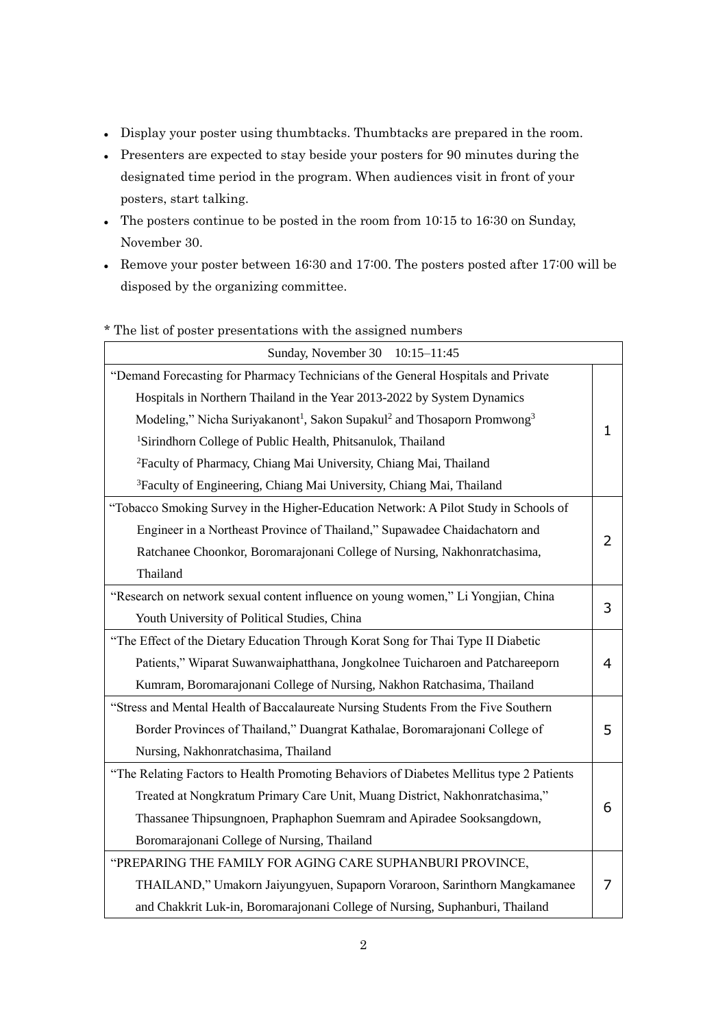- Display your poster using thumbtacks. Thumbtacks are prepared in the room.
- Presenters are expected to stay beside your posters for 90 minutes during the designated time period in the program. When audiences visit in front of your posters, start talking.
- The posters continue to be posted in the room from 10:15 to 16:30 on Sunday, November 30.
- Remove your poster between 16:30 and 17:00. The posters posted after 17:00 will be disposed by the organizing committee.

* The list of poster presentations with the assigned numbers

| Sunday, November 30 10:15–11:45 | |
|---|---|
| "Demand Forecasting for Pharmacy Technicians of the General Hospitals and Private Hospitals in Northern Thailand in the Year 2013-2022 by System Dynamics Modeling," Nicha Suriyakanont[1], Sakon Supakul[2] and Thosaporn Promwong[3]<br>[1]Sirindhorn College of Public Health, Phitsanulok, Thailand<br>[2]Faculty of Pharmacy, Chiang Mai University, Chiang Mai, Thailand<br>[3]Faculty of Engineering, Chiang Mai University, Chiang Mai, Thailand | 1 |
| "Tobacco Smoking Survey in the Higher-Education Network: A Pilot Study in Schools of Engineer in a Northeast Province of Thailand," Supawadee Chaidachatorn and Ratchanee Choonkor, Boromarajonani College of Nursing, Nakhonratchasima, Thailand | 2 |
| "Research on network sexual content influence on young women," Li Yongjian, China Youth University of Political Studies, China | 3 |
| "The Effect of the Dietary Education Through Korat Song for Thai Type II Diabetic Patients," Wiparat Suwanwaiphatthana, Jongkolnee Tuicharoen and Patchareeporn Kumram, Boromarajonani College of Nursing, Nakhon Ratchasima, Thailand | 4 |
| "Stress and Mental Health of Baccalaureate Nursing Students From the Five Southern Border Provinces of Thailand," Duangrat Kathalae, Boromarajonani College of Nursing, Nakhonratchasima, Thailand | 5 |
| "The Relating Factors to Health Promoting Behaviors of Diabetes Mellitus type 2 Patients Treated at Nongkratum Primary Care Unit, Muang District, Nakhonratchasima," Thassanee Thipsungnoen, Praphaphon Suemram and Apiradee Sooksangdown, Boromarajonani College of Nursing, Thailand | 6 |
| "PREPARING THE FAMILY FOR AGING CARE SUPHANBURI PROVINCE, THAILAND," Umakorn Jaiyungyuen, Supaporn Voraroon, Sarinthorn Mangkamanee and Chakkrit Luk-in, Boromarajonani College of Nursing, Suphanburi, Thailand | 7 |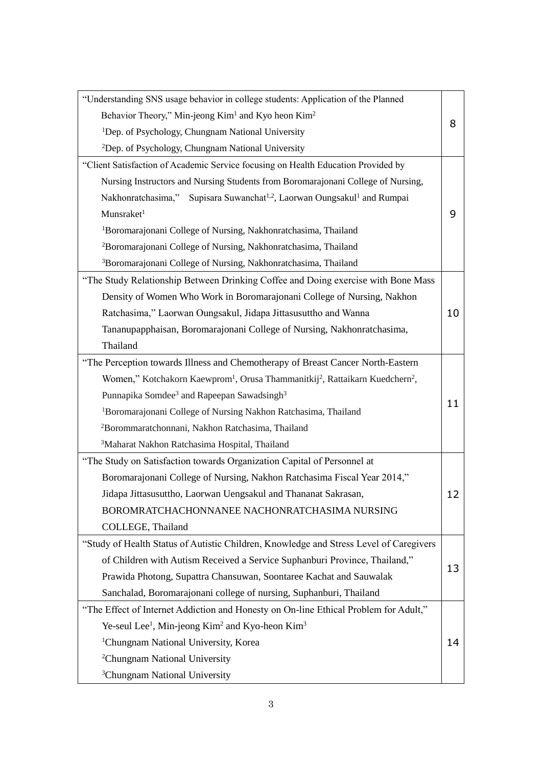| | |
|---|---|
| "Understanding SNS usage behavior in college students: Application of the Planned Behavior Theory," Min-jeong Kim[1] and Kyo heon Kim[2]<br>[1]Dep. of Psychology, Chungnam National University<br>[2]Dep. of Psychology, Chungnam National University | 8 |
| "Client Satisfaction of Academic Service focusing on Health Education Provided by Nursing Instructors and Nursing Students from Boromarajonani College of Nursing, Nakhonratchasima," Supisara Suwanchat[1,2], Laorwan Oungsakul[1] and Rumpai Munsraket[1]<br>[1]Boromarajonani College of Nursing, Nakhonratchasima, Thailand<br>[2]Boromarajonani College of Nursing, Nakhonratchasima, Thailand<br>[3]Boromarajonani College of Nursing, Nakhonratchasima, Thailand | 9 |
| "The Study Relationship Between Drinking Coffee and Doing exercise with Bone Mass Density of Women Who Work in Boromarajonani College of Nursing, Nakhon Ratchasima," Laorwan Oungsakul, Jidapa Jittasusuttho and Wanna Tananupapphaisan, Boromarajonani College of Nursing, Nakhonratchasima, Thailand | 10 |
| "The Perception towards Illness and Chemotherapy of Breast Cancer North-Eastern Women," Kotchakorn Kaewprom[1], Orusa Thammanitkij[2], Rattaikarn Kuedchern[2], Punnapika Somdee[3] and Rapeepan Sawadsingh[3]<br>[1]Boromarajonani College of Nursing Nakhon Ratchasima, Thailand<br>[2]Borommaratchonnani, Nakhon Ratchasima, Thailand<br>[3]Maharat Nakhon Ratchasima Hospital, Thailand | 11 |
| "The Study on Satisfaction towards Organization Capital of Personnel at Boromarajonani College of Nursing, Nakhon Ratchasima Fiscal Year 2014," Jidapa Jittasusuttho, Laorwan Uengsakul and Thananat Sakrasan, BOROMRATCHACHONNANEE NACHONRATCHASIMA NURSING COLLEGE, Thailand | 12 |
| "Study of Health Status of Autistic Children, Knowledge and Stress Level of Caregivers of Children with Autism Received a Service Suphanburi Province, Thailand," Prawida Photong, Supattra Chansuwan, Soontaree Kachat and Sauwalak Sanchalad, Boromarajonani college of nursing, Suphanburi, Thailand | 13 |
| "The Effect of Internet Addiction and Honesty on On-line Ethical Problem for Adult," Ye-seul Lee[1], Min-jeong Kim[2] and Kyo-heon Kim[3]<br>[1]Chungnam National University, Korea<br>[2]Chungnam National University<br>[3]Chungnam National University | 14 |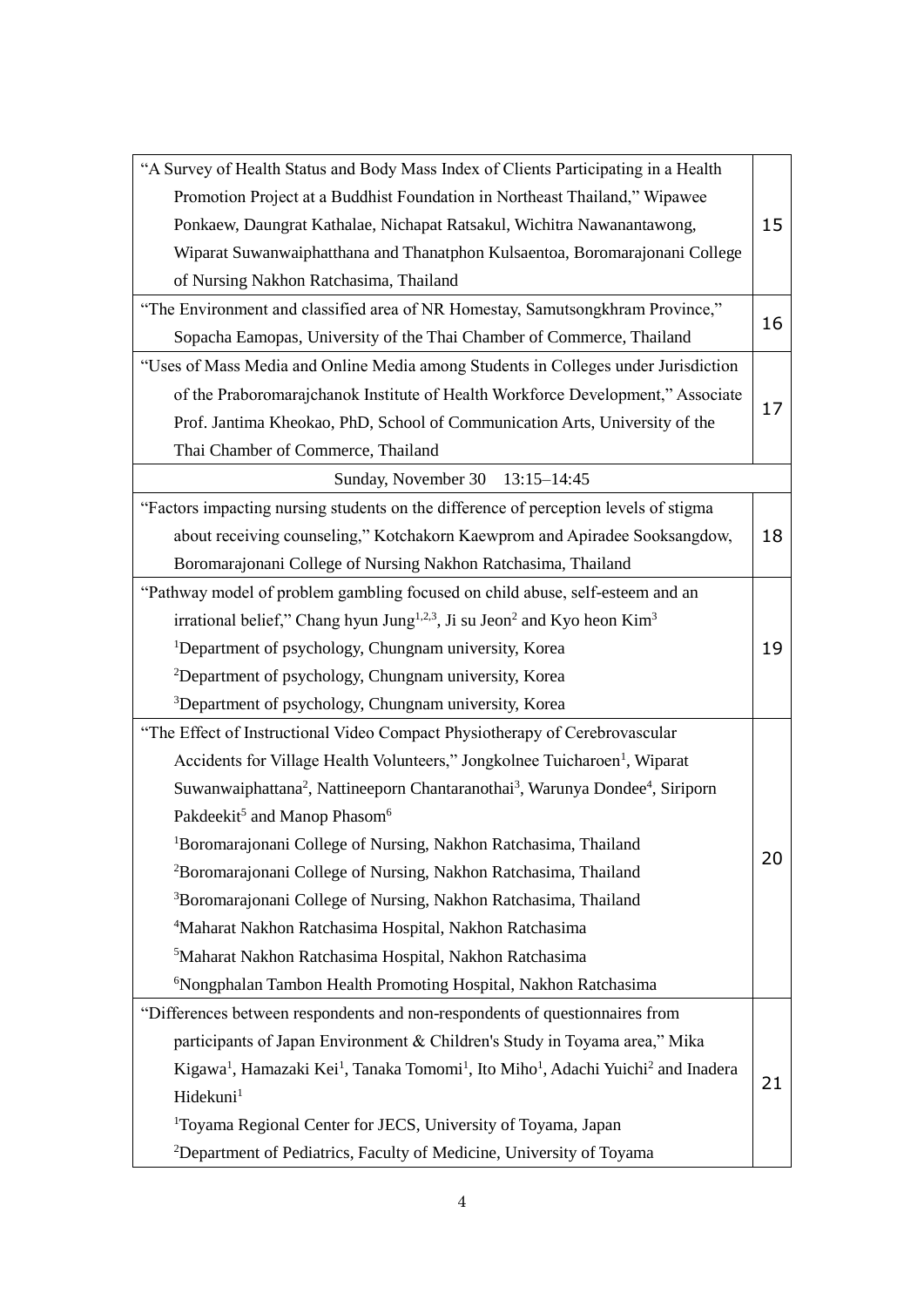| | |
|---|---|
| "A Survey of Health Status and Body Mass Index of Clients Participating in a Health Promotion Project at a Buddhist Foundation in Northeast Thailand," Wipawee Ponkaew, Daungrat Kathalae, Nichapat Ratsakul, Wichitra Nawanantawong, Wiparat Suwanwaiphatthana and Thanatphon Kulsaentoa, Boromarajonani College of Nursing Nakhon Ratchasima, Thailand | 15 |
| "The Environment and classified area of NR Homestay, Samutsongkhram Province," Sopacha Eamopas, University of the Thai Chamber of Commerce, Thailand | 16 |
| "Uses of Mass Media and Online Media among Students in Colleges under Jurisdiction of the Praboromarajchanok Institute of Health Workforce Development," Associate Prof. Jantima Kheokao, PhD, School of Communication Arts, University of the Thai Chamber of Commerce, Thailand | 17 |
| Sunday, November 30 13:15–14:45 | |
| "Factors impacting nursing students on the difference of perception levels of stigma about receiving counseling," Kotchakorn Kaewprom and Apiradee Sooksangdow, Boromarajonani College of Nursing Nakhon Ratchasima, Thailand | 18 |
| "Pathway model of problem gambling focused on child abuse, self-esteem and an irrational belief," Chang hyun Jung[1,2,3], Ji su Jeon[2] and Kyo heon Kim[3]<br>[1]Department of psychology, Chungnam university, Korea<br>[2]Department of psychology, Chungnam university, Korea<br>[3]Department of psychology, Chungnam university, Korea | 19 |
| "The Effect of Instructional Video Compact Physiotherapy of Cerebrovascular Accidents for Village Health Volunteers," Jongkolnee Tuicharoen[1], Wiparat Suwanwaiphattana[2], Nattineeporn Chantaranothai[3], Warunya Dondee[4], Siriporn Pakdeekit[5] and Manop Phasom[6]<br>[1]Boromarajonani College of Nursing, Nakhon Ratchasima, Thailand<br>[2]Boromarajonani College of Nursing, Nakhon Ratchasima, Thailand<br>[3]Boromarajonani College of Nursing, Nakhon Ratchasima, Thailand<br>[4]Maharat Nakhon Ratchasima Hospital, Nakhon Ratchasima<br>[5]Maharat Nakhon Ratchasima Hospital, Nakhon Ratchasima<br>[6]Nongphalan Tambon Health Promoting Hospital, Nakhon Ratchasima | 20 |
| "Differences between respondents and non-respondents of questionnaires from participants of Japan Environment & Children's Study in Toyama area," Mika Kigawa[1], Hamazaki Kei[1], Tanaka Tomomi[1], Ito Miho[1], Adachi Yuichi[2] and Inadera Hidekuni[1]<br>[1]Toyama Regional Center for JECS, University of Toyama, Japan<br>[2]Department of Pediatrics, Faculty of Medicine, University of Toyama | 21 |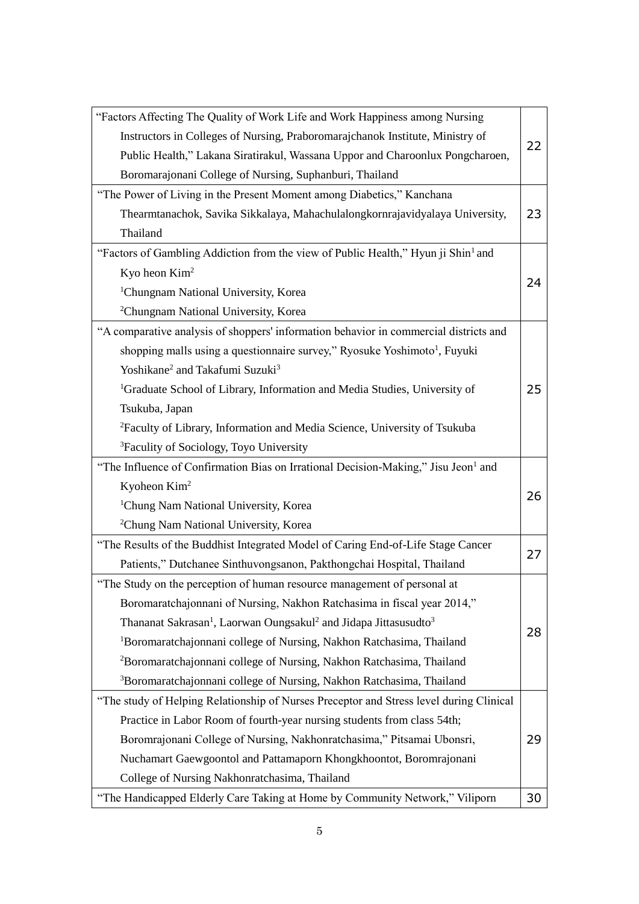| | |
|---|---|
| "Factors Affecting The Quality of Work Life and Work Happiness among Nursing Instructors in Colleges of Nursing, Praboromarajchanok Institute, Ministry of Public Health," Lakana Siratirakul, Wassana Uppor and Charoonlux Pongcharoen, Boromarajonani College of Nursing, Suphanburi, Thailand | 22 |
| "The Power of Living in the Present Moment among Diabetics," Kanchana Thearmtanachok, Savika Sikkalaya, Mahachulalongkornrajavidyalaya University, Thailand | 23 |
| "Factors of Gambling Addiction from the view of Public Health," Hyun ji Shin[1] and Kyo heon Kim[2]<br>[1]Chungnam National University, Korea<br>[2]Chungnam National University, Korea | 24 |
| "A comparative analysis of shoppers' information behavior in commercial districts and shopping malls using a questionnaire survey," Ryosuke Yoshimoto[1], Fuyuki Yoshikane[2] and Takafumi Suzuki[3]<br>[1]Graduate School of Library, Information and Media Studies, University of Tsukuba, Japan<br>[2]Faculty of Library, Information and Media Science, University of Tsukuba<br>[3]Faculty of Sociology, Toyo University | 25 |
| "The Influence of Confirmation Bias on Irrational Decision-Making," Jisu Jeon[1] and Kyoheon Kim[2]<br>[1]Chung Nam National University, Korea<br>[2]Chung Nam National University, Korea | 26 |
| "The Results of the Buddhist Integrated Model of Caring End-of-Life Stage Cancer Patients," Dutchanee Sinthuvongsanon, Pakthongchai Hospital, Thailand | 27 |
| "The Study on the perception of human resource management of personal at Boromaratchajonnani of Nursing, Nakhon Ratchasima in fiscal year 2014," Thananat Sakrasan[1], Laorwan Oungsakul[2] and Jidapa Jittasusudto[3]<br>[1]Boromaratchajonnani college of Nursing, Nakhon Ratchasima, Thailand<br>[2]Boromaratchajonnani college of Nursing, Nakhon Ratchasima, Thailand<br>[3]Boromaratchajonnani college of Nursing, Nakhon Ratchasima, Thailand | 28 |
| "The study of Helping Relationship of Nurses Preceptor and Stress level during Clinical Practice in Labor Room of fourth-year nursing students from class 54th; Boromrajonani College of Nursing, Nakhonratchasima," Pitsamai Ubonsri, Nuchamart Gaewgoontol and Pattamaporn Khongkhoontot, Boromrajonani College of Nursing Nakhonratchasima, Thailand | 29 |
| "The Handicapped Elderly Care Taking at Home by Community Network," Viliporn | 30 |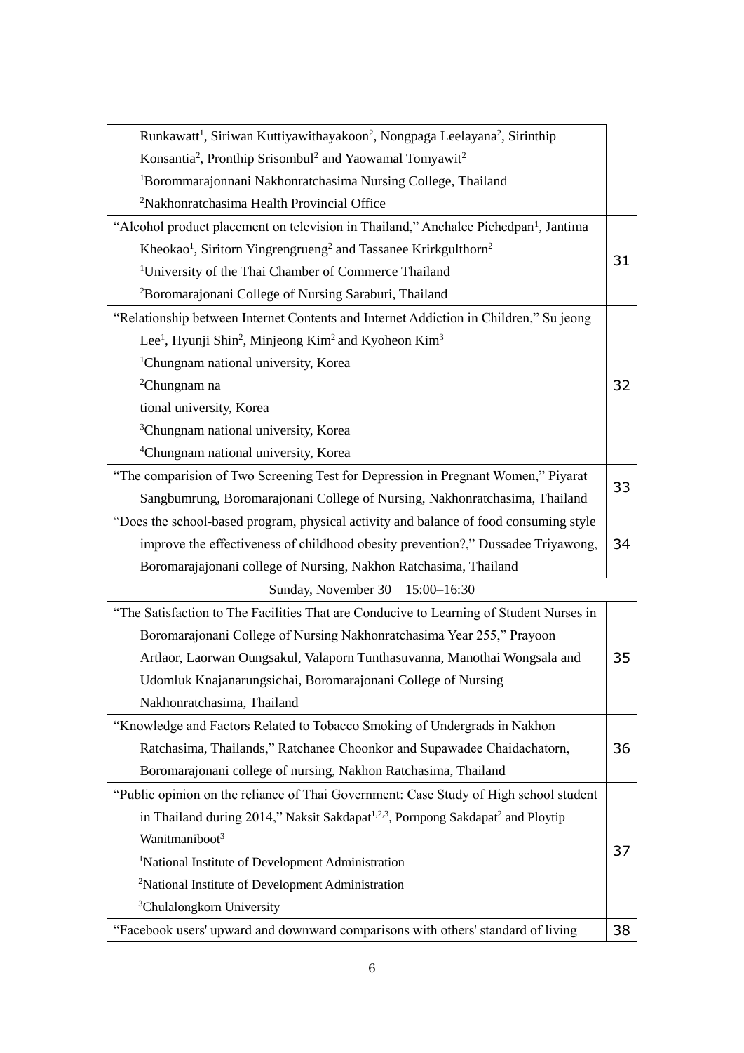| | |
|---|---|
| Runkawatt[1], Siriwan Kuttiyawithayakoon[2], Nongpaga Leelayana[2], Sirinthip Konsantia[2], Pronthip Srisombul[2] and Yaowamal Tomyawit[2]<br>[1]Borommarajonnani Nakhonratchasima Nursing College, Thailand<br>[2]Nakhonratchasima Health Provincial Office | |
| "Alcohol product placement on television in Thailand," Anchalee Pichedpan[1], Jantima Kheokao[1], Siritorn Yingrengrueng[2] and Tassanee Krirkgulthorn[2]<br>[1]University of the Thai Chamber of Commerce Thailand<br>[2]Boromarajonani College of Nursing Saraburi, Thailand | 31 |
| "Relationship between Internet Contents and Internet Addiction in Children," Su jeong Lee[1], Hyunji Shin[2], Minjeong Kim[2] and Kyoheon Kim[3]<br>[1]Chungnam national university, Korea<br>[2]Chungnam na<br>tional university, Korea<br>[3]Chungnam national university, Korea<br>[4]Chungnam national university, Korea | 32 |
| "The comparision of Two Screening Test for Depression in Pregnant Women," Piyarat Sangbumrung, Boromarajonani College of Nursing, Nakhonratchasima, Thailand | 33 |
| "Does the school-based program, physical activity and balance of food consuming style improve the effectiveness of childhood obesity prevention?," Dussadee Triyawong, Boromarajajonani college of Nursing, Nakhon Ratchasima, Thailand | 34 |
| Sunday, November 30 15:00–16:30 | |
| "The Satisfaction to The Facilities That are Conducive to Learning of Student Nurses in Boromarajonani College of Nursing Nakhonratchasima Year 255," Prayoon Artlaor, Laorwan Oungsakul, Valaporn Tunthasuvanna, Manothai Wongsala and Udomluk Knajanarungsichai, Boromarajonani College of Nursing Nakhonratchasima, Thailand | 35 |
| "Knowledge and Factors Related to Tobacco Smoking of Undergrads in Nakhon Ratchasima, Thailands," Ratchanee Choonkor and Supawadee Chaidachatorn, Boromarajonani college of nursing, Nakhon Ratchasima, Thailand | 36 |
| "Public opinion on the reliance of Thai Government: Case Study of High school student in Thailand during 2014," Naksit Sakdapat[1,2,3], Pornpong Sakdapat[2] and Ploytip Wanitmaniboot[3]<br>[1]National Institute of Development Administration<br>[2]National Institute of Development Administration<br>[3]Chulalongkorn University | 37 |
| "Facebook users' upward and downward comparisons with others' standard of living | 38 |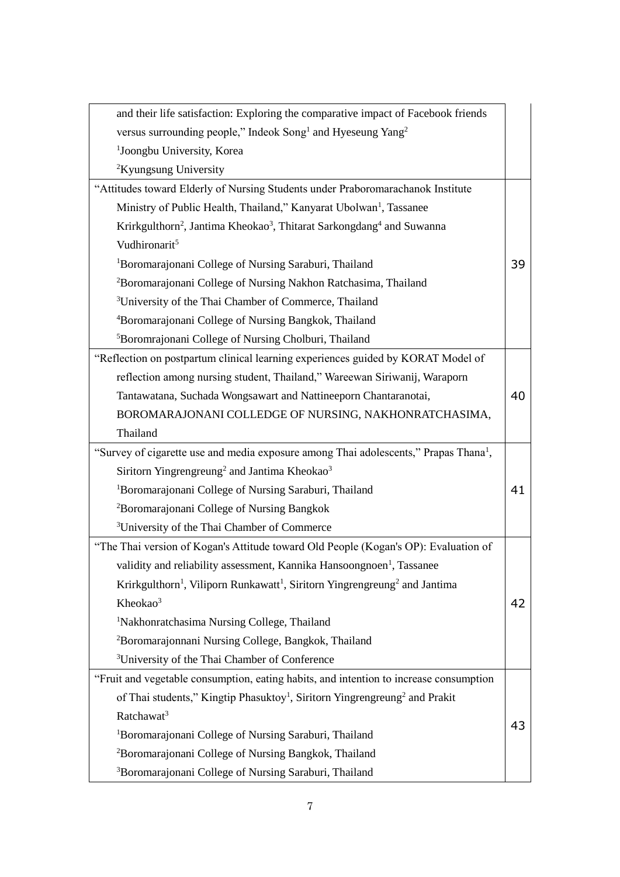| | |
|---|---|
| and their life satisfaction: Exploring the comparative impact of Facebook friends versus surrounding people," Indeok Song[1] and Hyeseung Yang[2]<br>[1]Joongbu University, Korea<br>[2]Kyungsung University | |
| "Attitudes toward Elderly of Nursing Students under Praboromarachanok Institute Ministry of Public Health, Thailand," Kanyarat Ubolwan[1], Tassanee Krirkgulthorn[2], Jantima Kheokao[3], Thitarat Sarkongdang[4] and Suwanna Vudhironarit[5]<br>[1]Boromarajonani College of Nursing Saraburi, Thailand<br>[2]Boromarajonani College of Nursing Nakhon Ratchasima, Thailand<br>[3]University of the Thai Chamber of Commerce, Thailand<br>[4]Boromarajonani College of Nursing Bangkok, Thailand<br>[5]Boromrajonani College of Nursing Cholburi, Thailand | 39 |
| "Reflection on postpartum clinical learning experiences guided by KORAT Model of reflection among nursing student, Thailand," Wareewan Siriwanij, Waraporn Tantawatana, Suchada Wongsawart and Nattineeporn Chantaranotai, BOROMARAJONANI COLLEDGE OF NURSING, NAKHONRATCHASIMA, Thailand | 40 |
| "Survey of cigarette use and media exposure among Thai adolescents," Prapas Thana[1], Siritorn Yingrengreung[2] and Jantima Kheokao[3]<br>[1]Boromarajonani College of Nursing Saraburi, Thailand<br>[2]Boromarajonani College of Nursing Bangkok<br>[3]University of the Thai Chamber of Commerce | 41 |
| "The Thai version of Kogan's Attitude toward Old People (Kogan's OP): Evaluation of validity and reliability assessment, Kannika Hansoongnoen[1], Tassanee Krirkgulthorn[1], Viliporn Runkawatt[1], Siritorn Yingrengreung[2] and Jantima Kheokao[3]<br>[1]Nakhonratchasima Nursing College, Thailand<br>[2]Boromarajonnani Nursing College, Bangkok, Thailand<br>[3]University of the Thai Chamber of Conference | 42 |
| "Fruit and vegetable consumption, eating habits, and intention to increase consumption of Thai students," Kingtip Phasuktoy[1], Siritorn Yingrengreung[2] and Prakit Ratchawat[3]<br>[1]Boromarajonani College of Nursing Saraburi, Thailand<br>[2]Boromarajonani College of Nursing Bangkok, Thailand<br>[3]Boromarajonani College of Nursing Saraburi, Thailand | 43 |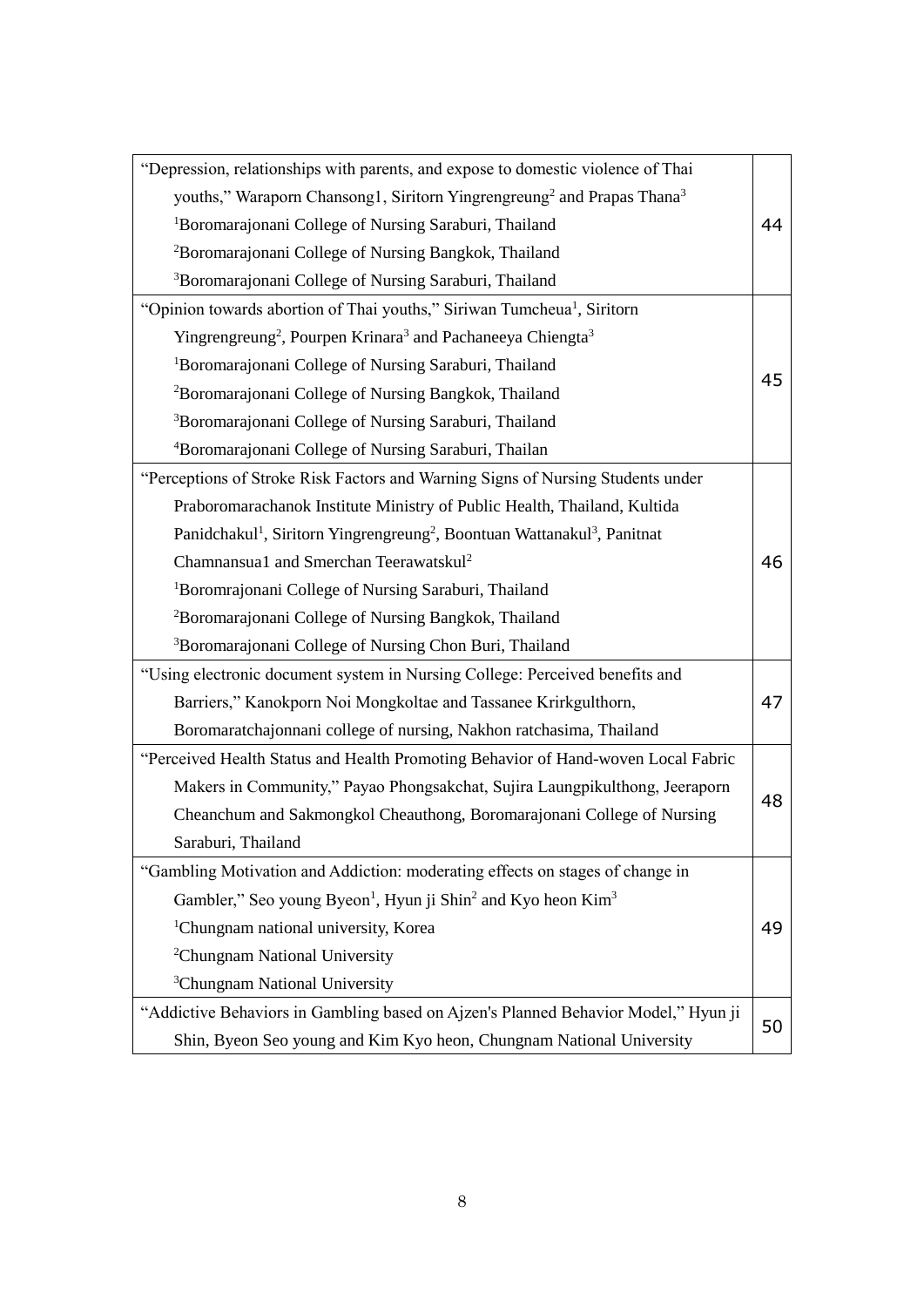| | |
|---|---|
| "Depression, relationships with parents, and expose to domestic violence of Thai youths," Waraporn Chansong1, Siritorn Yingrengreung[2] and Prapas Thana[3]<br>[1]Boromarajonani College of Nursing Saraburi, Thailand<br>[2]Boromarajonani College of Nursing Bangkok, Thailand<br>[3]Boromarajonani College of Nursing Saraburi, Thailand | 44 |
| "Opinion towards abortion of Thai youths," Siriwan Tumcheua[1], Siritorn Yingrengreung[2], Pourpen Krinara[3] and Pachaneeya Chiengta[3]<br>[1]Boromarajonani College of Nursing Saraburi, Thailand<br>[2]Boromarajonani College of Nursing Bangkok, Thailand<br>[3]Boromarajonani College of Nursing Saraburi, Thailand<br>[4]Boromarajonani College of Nursing Saraburi, Thailan | 45 |
| "Perceptions of Stroke Risk Factors and Warning Signs of Nursing Students under Praboromarachanok Institute Ministry of Public Health, Thailand, Kultida Panidchakul[1], Siritorn Yingrengreung[2], Boontuan Wattanakul[3], Panitnat Chamnansua1 and Smerchan Teerawatskul[2]<br>[1]Boromrajonani College of Nursing Saraburi, Thailand<br>[2]Boromarajonani College of Nursing Bangkok, Thailand<br>[3]Boromarajonani College of Nursing Chon Buri, Thailand | 46 |
| "Using electronic document system in Nursing College: Perceived benefits and Barriers," Kanokporn Noi Mongkoltae and Tassanee Krirkgulthorn, Boromaratchajonnani college of nursing, Nakhon ratchasima, Thailand | 47 |
| "Perceived Health Status and Health Promoting Behavior of Hand-woven Local Fabric Makers in Community," Payao Phongsakchat, Sujira Laungpikulthong, Jeeraporn Cheanchum and Sakmongkol Cheauthong, Boromarajonani College of Nursing Saraburi, Thailand | 48 |
| "Gambling Motivation and Addiction: moderating effects on stages of change in Gambler," Seo young Byeon[1], Hyun ji Shin[2] and Kyo heon Kim[3]<br>[1]Chungnam national university, Korea<br>[2]Chungnam National University<br>[3]Chungnam National University | 49 |
| "Addictive Behaviors in Gambling based on Ajzen's Planned Behavior Model," Hyun ji Shin, Byeon Seo young and Kim Kyo heon, Chungnam National University | 50 |